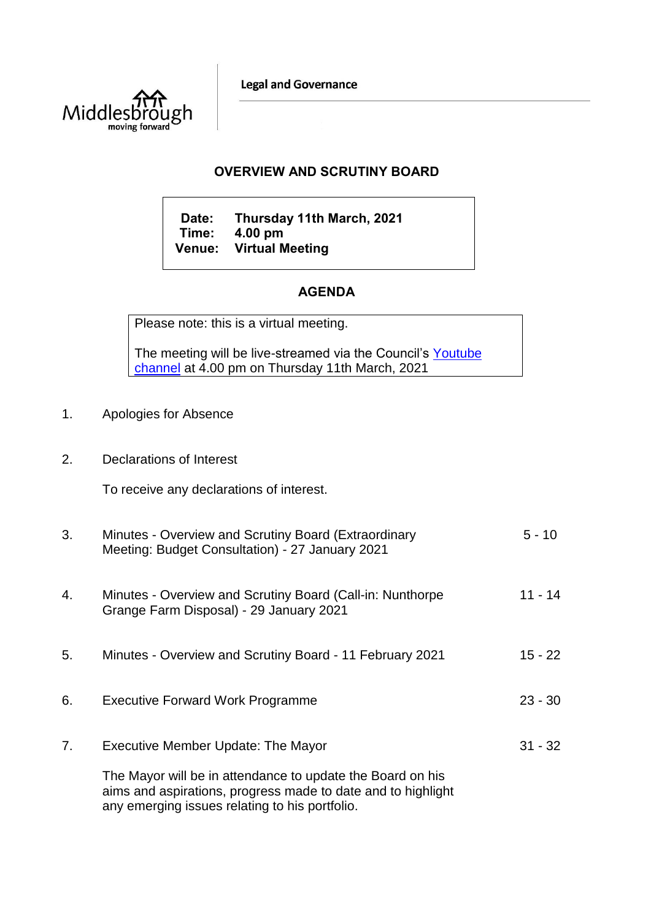Middlesbrough
moving forward

Legal and Governance

# OVERVIEW AND SCRUTINY BOARD

**Date:** **Thursday 11th March, 2021**
**Time:** **4.00 pm**
**Venue:** **Virtual Meeting**

## AGENDA

Please note: this is a virtual meeting.

The meeting will be live-streamed via the Council's Youtube channel at 4.00 pm on Thursday 11th March, 2021

1. Apologies for Absence

2. Declarations of Interest

   To receive any declarations of interest.

3. Minutes - Overview and Scrutiny Board (Extraordinary Meeting: Budget Consultation) - 27 January 2021 — 5 - 10

4. Minutes - Overview and Scrutiny Board (Call-in: Nunthorpe Grange Farm Disposal) - 29 January 2021 — 11 - 14

5. Minutes - Overview and Scrutiny Board - 11 February 2021 — 15 - 22

6. Executive Forward Work Programme — 23 - 30

7. Executive Member Update: The Mayor — 31 - 32

   The Mayor will be in attendance to update the Board on his aims and aspirations, progress made to date and to highlight any emerging issues relating to his portfolio.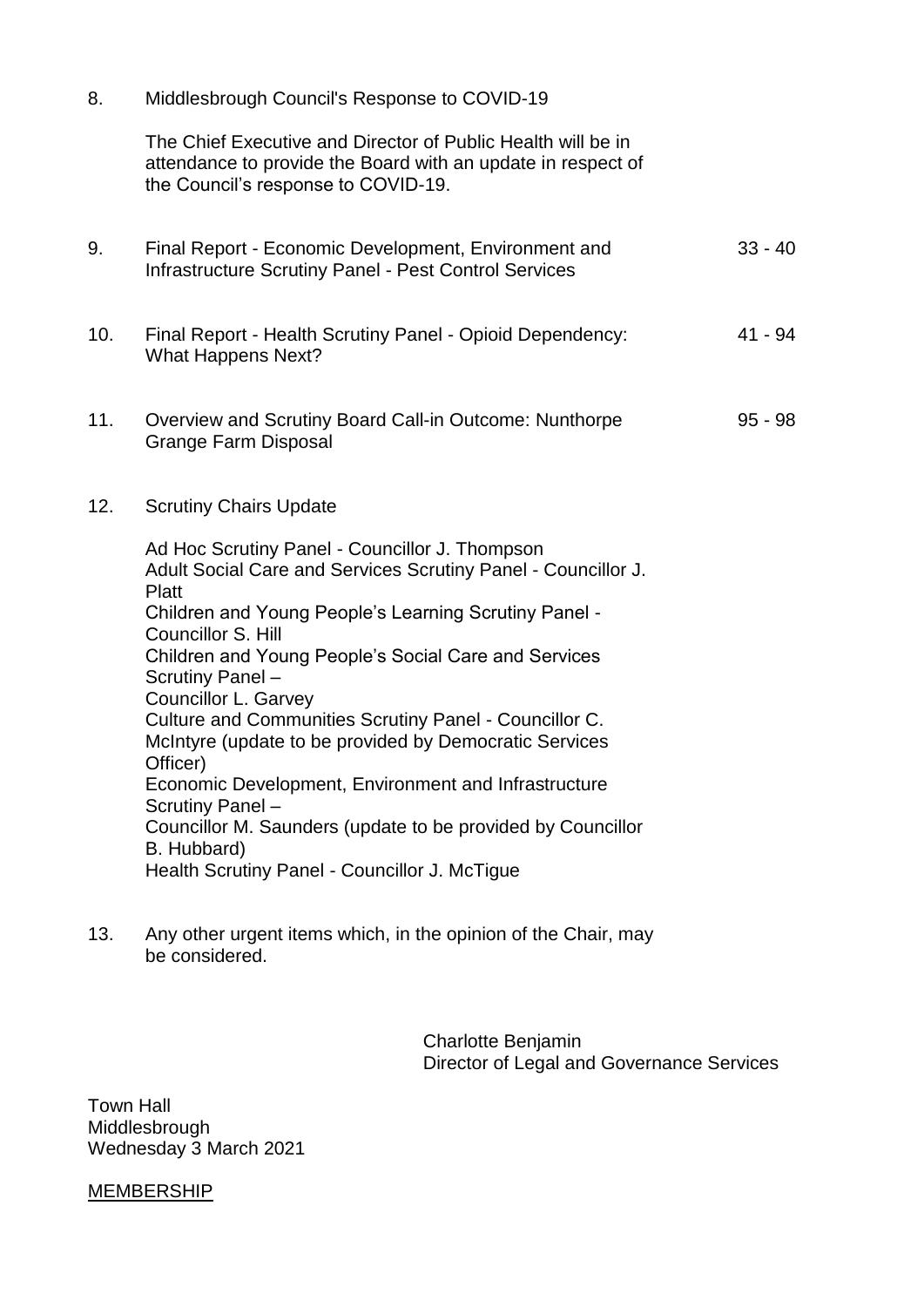8. Middlesbrough Council's Response to COVID-19

   The Chief Executive and Director of Public Health will be in attendance to provide the Board with an update in respect of the Council's response to COVID-19.

9. Final Report - Economic Development, Environment and Infrastructure Scrutiny Panel - Pest Control Services — 33 - 40

10. Final Report - Health Scrutiny Panel - Opioid Dependency: What Happens Next? — 41 - 94

11. Overview and Scrutiny Board Call-in Outcome: Nunthorpe Grange Farm Disposal — 95 - 98

12. Scrutiny Chairs Update

    Ad Hoc Scrutiny Panel - Councillor J. Thompson
    Adult Social Care and Services Scrutiny Panel - Councillor J. Platt
    Children and Young People's Learning Scrutiny Panel - Councillor S. Hill
    Children and Young People's Social Care and Services Scrutiny Panel –
    Councillor L. Garvey
    Culture and Communities Scrutiny Panel - Councillor C. McIntyre (update to be provided by Democratic Services Officer)
    Economic Development, Environment and Infrastructure Scrutiny Panel –
    Councillor M. Saunders (update to be provided by Councillor B. Hubbard)
    Health Scrutiny Panel - Councillor J. McTigue

13. Any other urgent items which, in the opinion of the Chair, may be considered.

Charlotte Benjamin
Director of Legal and Governance Services

Town Hall
Middlesbrough
Wednesday 3 March 2021

MEMBERSHIP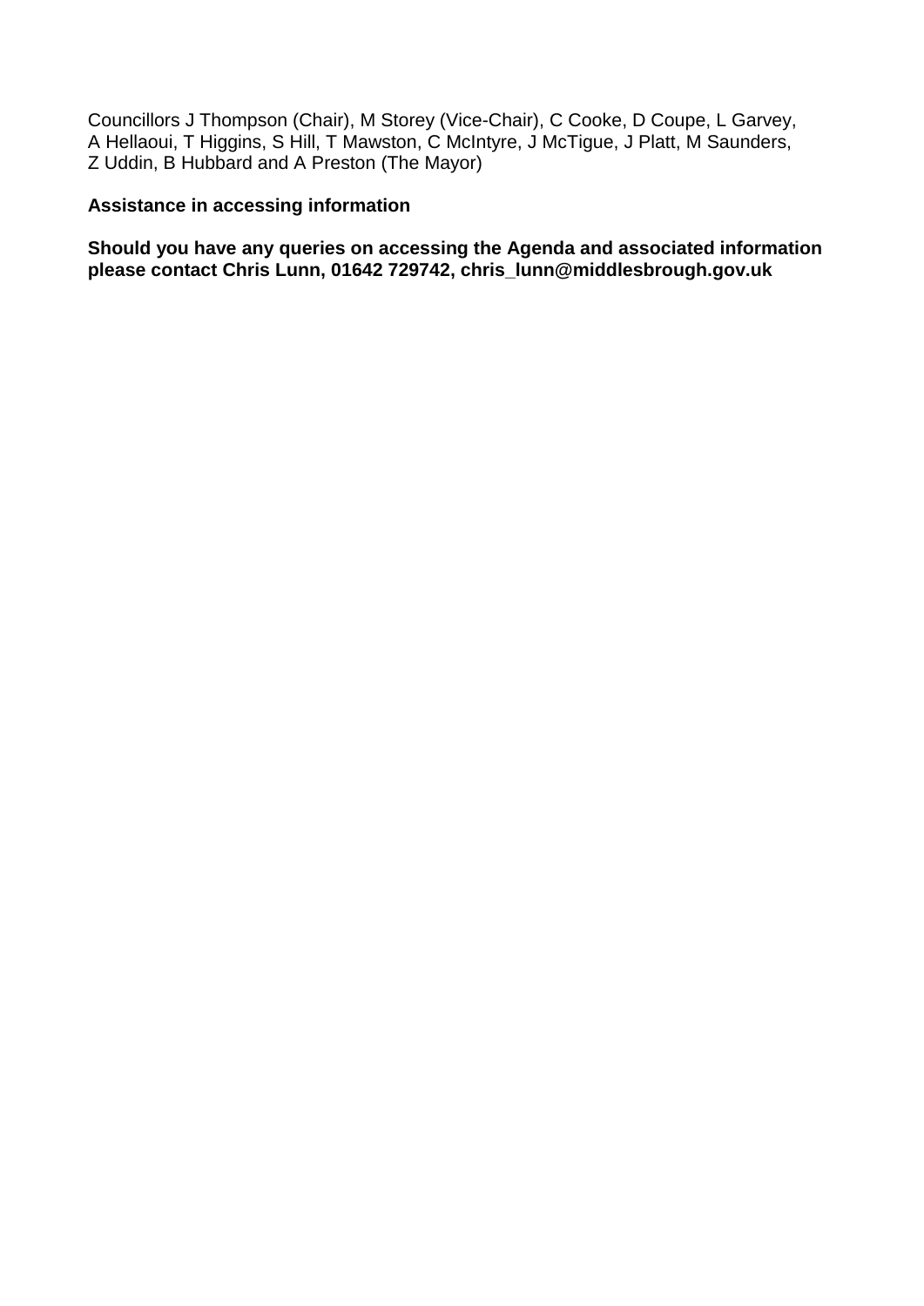Councillors J Thompson (Chair), M Storey (Vice-Chair), C Cooke, D Coupe, L Garvey, A Hellaoui, T Higgins, S Hill, T Mawston, C McIntyre, J McTigue, J Platt, M Saunders, Z Uddin, B Hubbard and A Preston (The Mayor)

**Assistance in accessing information**

**Should you have any queries on accessing the Agenda and associated information please contact Chris Lunn, 01642 729742, chris_lunn@middlesbrough.gov.uk**